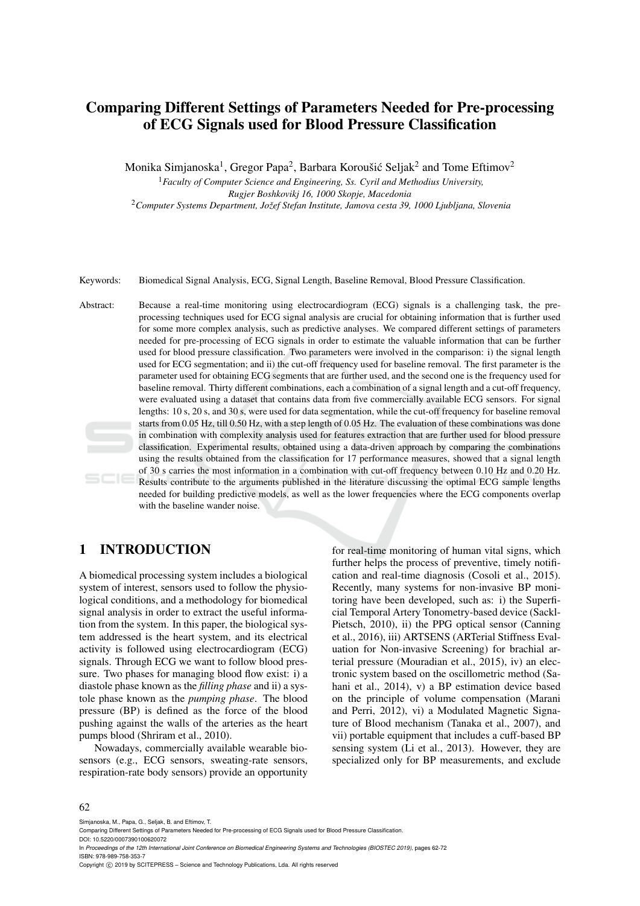# Comparing Different Settings of Parameters Needed for Pre-processing of ECG Signals used for Blood Pressure Classification

Monika Simjanoska[1], Gregor Papa[2], Barbara Koroušić Seljak[2] and Tome Eftimov[2]

[1]*Faculty of Computer Science and Engineering, Ss. Cyril and Methodius University, Rugjer Boshkovikj 16, 1000 Skopje, Macedonia*

[2]*Computer Systems Department, Jožef Stefan Institute, Jamova cesta 39, 1000 Ljubljana, Slovenia*

Keywords: Biomedical Signal Analysis, ECG, Signal Length, Baseline Removal, Blood Pressure Classification.

Abstract: Because a real-time monitoring using electrocardiogram (ECG) signals is a challenging task, the pre-processing techniques used for ECG signal analysis are crucial for obtaining information that is further used for some more complex analysis, such as predictive analyses. We compared different settings of parameters needed for pre-processing of ECG signals in order to estimate the valuable information that can be further used for blood pressure classification. Two parameters were involved in the comparison: i) the signal length used for ECG segmentation; and ii) the cut-off frequency used for baseline removal. The first parameter is the parameter used for obtaining ECG segments that are further used, and the second one is the frequency used for baseline removal. Thirty different combinations, each a combination of a signal length and a cut-off frequency, were evaluated using a dataset that contains data from five commercially available ECG sensors. For signal lengths: 10 s, 20 s, and 30 s, were used for data segmentation, while the cut-off frequency for baseline removal starts from 0.05 Hz, till 0.50 Hz, with a step length of 0.05 Hz. The evaluation of these combinations was done in combination with complexity analysis used for features extraction that are further used for blood pressure classification. Experimental results, obtained using a data-driven approach by comparing the combinations using the results obtained from the classification for 17 performance measures, showed that a signal length of 30 s carries the most information in a combination with cut-off frequency between 0.10 Hz and 0.20 Hz. Results contribute to the arguments published in the literature discussing the optimal ECG sample lengths needed for building predictive models, as well as the lower frequencies where the ECG components overlap with the baseline wander noise.

## 1 INTRODUCTION

A biomedical processing system includes a biological system of interest, sensors used to follow the physiological conditions, and a methodology for biomedical signal analysis in order to extract the useful information from the system. In this paper, the biological system addressed is the heart system, and its electrical activity is followed using electrocardiogram (ECG) signals. Through ECG we want to follow blood pressure. Two phases for managing blood flow exist: i) a diastole phase known as the *filling phase* and ii) a systole phase known as the *pumping phase*. The blood pressure (BP) is defined as the force of the blood pushing against the walls of the arteries as the heart pumps blood (Shriram et al., 2010).

Nowadays, commercially available wearable biosensors (e.g., ECG sensors, sweating-rate sensors, respiration-rate body sensors) provide an opportunity for real-time monitoring of human vital signs, which further helps the process of preventive, timely notification and real-time diagnosis (Cosoli et al., 2015). Recently, many systems for non-invasive BP monitoring have been developed, such as: i) the Superficial Temporal Artery Tonometry-based device (Sackl-Pietsch, 2010), ii) the PPG optical sensor (Canning et al., 2016), iii) ARTSENS (ARTerial Stiffness Evaluation for Non-invasive Screening) for brachial arterial pressure (Mouradian et al., 2015), iv) an electronic system based on the oscillometric method (Sahani et al., 2014), v) a BP estimation device based on the principle of volume compensation (Marani and Perri, 2012), vi) a Modulated Magnetic Signature of Blood mechanism (Tanaka et al., 2007), and vii) portable equipment that includes a cuff-based BP sensing system (Li et al., 2013). However, they are specialized only for BP measurements, and exclude

Simjanoska, M., Papa, G., Seljak, B. and Eftimov, T.
Comparing Different Settings of Parameters Needed for Pre-processing of ECG Signals used for Blood Pressure Classification.
DOI: 10.5220/0007390100620072
In *Proceedings of the 12th International Joint Conference on Biomedical Engineering Systems and Technologies (BIOSTEC 2019)*, pages 62-72
ISBN: 978-989-758-353-7
Copyright © 2019 by SCITEPRESS – Science and Technology Publications, Lda. All rights reserved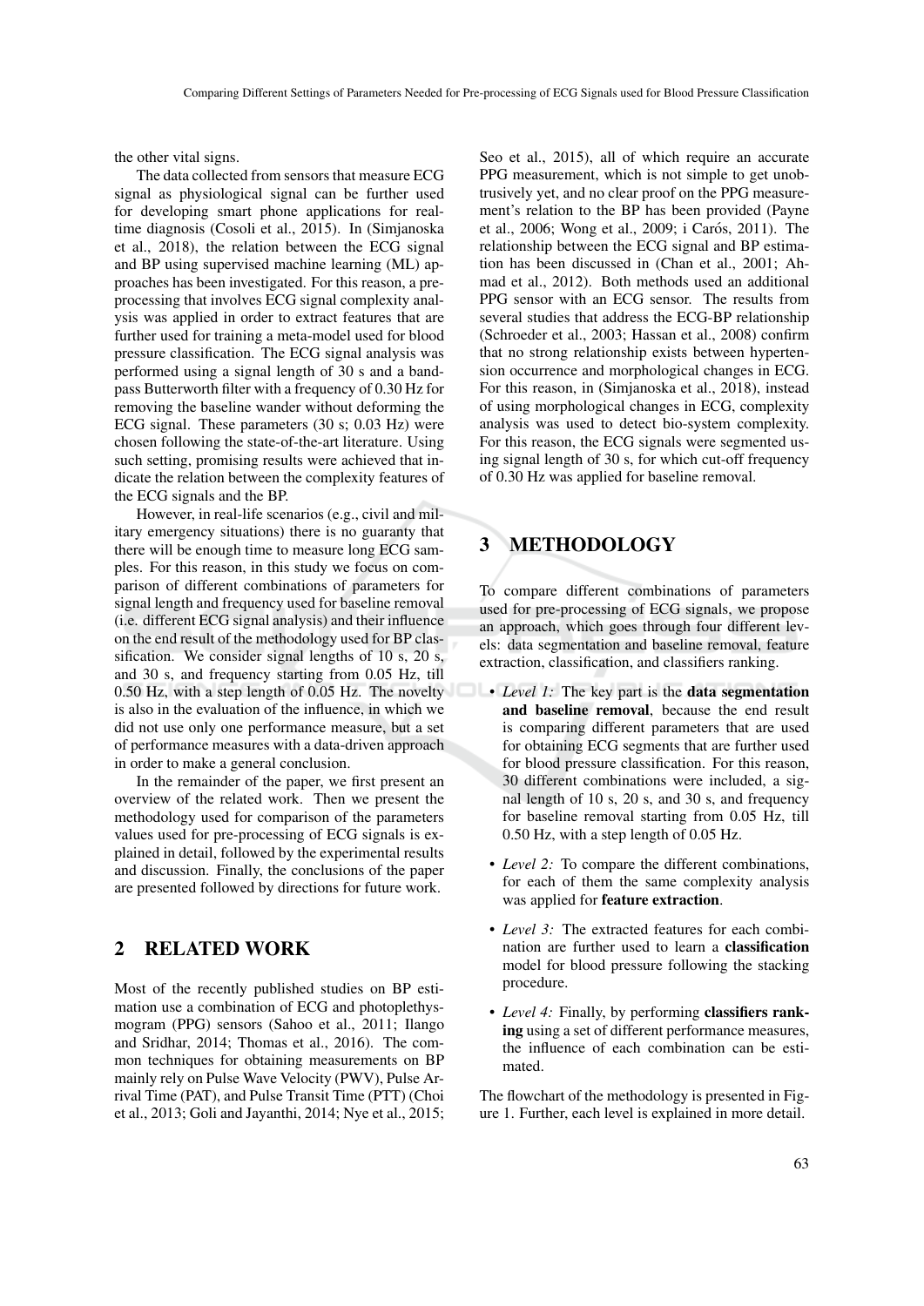the other vital signs.

The data collected from sensors that measure ECG signal as physiological signal can be further used for developing smart phone applications for real-time diagnosis (Cosoli et al., 2015). In (Simjanoska et al., 2018), the relation between the ECG signal and BP using supervised machine learning (ML) approaches has been investigated. For this reason, a pre-processing that involves ECG signal complexity analysis was applied in order to extract features that are further used for training a meta-model used for blood pressure classification. The ECG signal analysis was performed using a signal length of 30 s and a band-pass Butterworth filter with a frequency of 0.30 Hz for removing the baseline wander without deforming the ECG signal. These parameters (30 s; 0.03 Hz) were chosen following the state-of-the-art literature. Using such setting, promising results were achieved that indicate the relation between the complexity features of the ECG signals and the BP.

However, in real-life scenarios (e.g., civil and military emergency situations) there is no guaranty that there will be enough time to measure long ECG samples. For this reason, in this study we focus on comparison of different combinations of parameters for signal length and frequency used for baseline removal (i.e. different ECG signal analysis) and their influence on the end result of the methodology used for BP classification. We consider signal lengths of 10 s, 20 s, and 30 s, and frequency starting from 0.05 Hz, till 0.50 Hz, with a step length of 0.05 Hz. The novelty is also in the evaluation of the influence, in which we did not use only one performance measure, but a set of performance measures with a data-driven approach in order to make a general conclusion.

In the remainder of the paper, we first present an overview of the related work. Then we present the methodology used for comparison of the parameters values used for pre-processing of ECG signals is explained in detail, followed by the experimental results and discussion. Finally, the conclusions of the paper are presented followed by directions for future work.

## 2 RELATED WORK

Most of the recently published studies on BP estimation use a combination of ECG and photoplethysmogram (PPG) sensors (Sahoo et al., 2011; Ilango and Sridhar, 2014; Thomas et al., 2016). The common techniques for obtaining measurements on BP mainly rely on Pulse Wave Velocity (PWV), Pulse Arrival Time (PAT), and Pulse Transit Time (PTT) (Choi et al., 2013; Goli and Jayanthi, 2014; Nye et al., 2015; Seo et al., 2015), all of which require an accurate PPG measurement, which is not simple to get unobtrusively yet, and no clear proof on the PPG measurement's relation to the BP has been provided (Payne et al., 2006; Wong et al., 2009; i Carós, 2011). The relationship between the ECG signal and BP estimation has been discussed in (Chan et al., 2001; Ahmad et al., 2012). Both methods used an additional PPG sensor with an ECG sensor. The results from several studies that address the ECG-BP relationship (Schroeder et al., 2003; Hassan et al., 2008) confirm that no strong relationship exists between hypertension occurrence and morphological changes in ECG. For this reason, in (Simjanoska et al., 2018), instead of using morphological changes in ECG, complexity analysis was used to detect bio-system complexity. For this reason, the ECG signals were segmented using signal length of 30 s, for which cut-off frequency of 0.30 Hz was applied for baseline removal.

## 3 METHODOLOGY

To compare different combinations of parameters used for pre-processing of ECG signals, we propose an approach, which goes through four different levels: data segmentation and baseline removal, feature extraction, classification, and classifiers ranking.

- *Level 1:* The key part is the **data segmentation and baseline removal**, because the end result is comparing different parameters that are used for obtaining ECG segments that are further used for blood pressure classification. For this reason, 30 different combinations were included, a signal length of 10 s, 20 s, and 30 s, and frequency for baseline removal starting from 0.05 Hz, till 0.50 Hz, with a step length of 0.05 Hz.
- *Level 2:* To compare the different combinations, for each of them the same complexity analysis was applied for **feature extraction**.
- *Level 3:* The extracted features for each combination are further used to learn a **classification** model for blood pressure following the stacking procedure.
- *Level 4:* Finally, by performing **classifiers ranking** using a set of different performance measures, the influence of each combination can be estimated.

The flowchart of the methodology is presented in Figure 1. Further, each level is explained in more detail.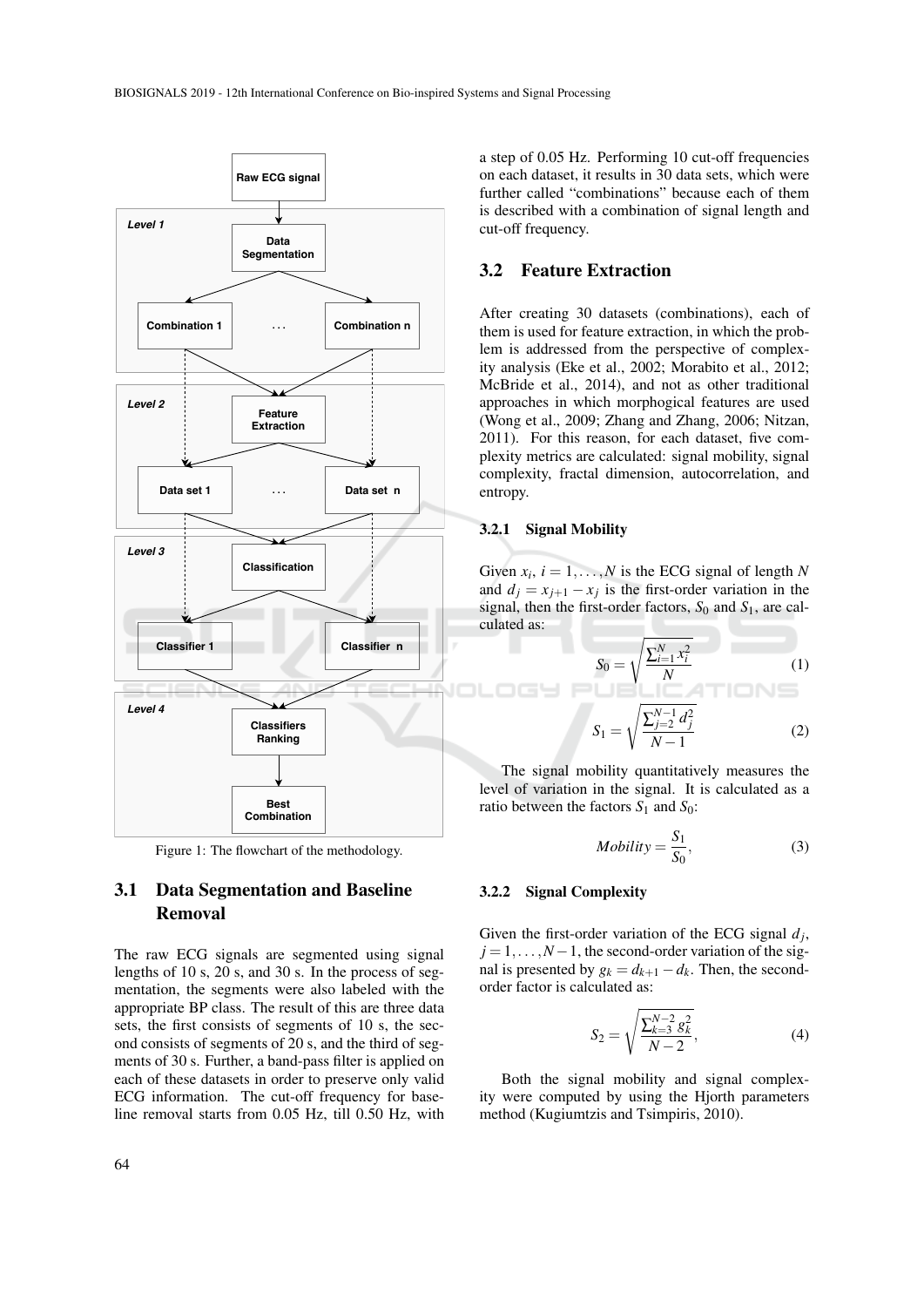Figure 1: The flowchart of the methodology.

## 3.1 Data Segmentation and Baseline Removal

The raw ECG signals are segmented using signal lengths of 10 s, 20 s, and 30 s. In the process of segmentation, the segments were also labeled with the appropriate BP class. The result of this are three data sets, the first consists of segments of 10 s, the second consists of segments of 20 s, and the third of segments of 30 s. Further, a band-pass filter is applied on each of these datasets in order to preserve only valid ECG information. The cut-off frequency for baseline removal starts from 0.05 Hz, till 0.50 Hz, with a step of 0.05 Hz. Performing 10 cut-off frequencies on each dataset, it results in 30 data sets, which were further called "combinations" because each of them is described with a combination of signal length and cut-off frequency.

## 3.2 Feature Extraction

After creating 30 datasets (combinations), each of them is used for feature extraction, in which the problem is addressed from the perspective of complexity analysis (Eke et al., 2002; Morabito et al., 2012; McBride et al., 2014), and not as other traditional approaches in which morphogical features are used (Wong et al., 2009; Zhang and Zhang, 2006; Nitzan, 2011). For this reason, for each dataset, five complexity metrics are calculated: signal mobility, signal complexity, fractal dimension, autocorrelation, and entropy.

### 3.2.1 Signal Mobility

Given $x_i$, $i = 1, \ldots, N$ is the ECG signal of length $N$ and $d_j = x_{j+1} - x_j$ is the first-order variation in the signal, then the first-order factors, $S_0$ and $S_1$, are calculated as:

$$S_0 = \sqrt{\frac{\sum_{i=1}^{N} x_i^2}{N}} \tag{1}$$

$$S_1 = \sqrt{\frac{\sum_{j=2}^{N-1} d_j^2}{N-1}} \tag{2}$$

The signal mobility quantitatively measures the level of variation in the signal. It is calculated as a ratio between the factors $S_1$ and $S_0$:

$$Mobility = \frac{S_1}{S_0}, \tag{3}$$

### 3.2.2 Signal Complexity

Given the first-order variation of the ECG signal $d_j$, $j = 1, \ldots, N-1$, the second-order variation of the signal is presented by $g_k = d_{k+1} - d_k$. Then, the second-order factor is calculated as:

$$S_2 = \sqrt{\frac{\sum_{k=3}^{N-2} g_k^2}{N-2}}, \tag{4}$$

Both the signal mobility and signal complexity were computed by using the Hjorth parameters method (Kugiumtzis and Tsimpiris, 2010).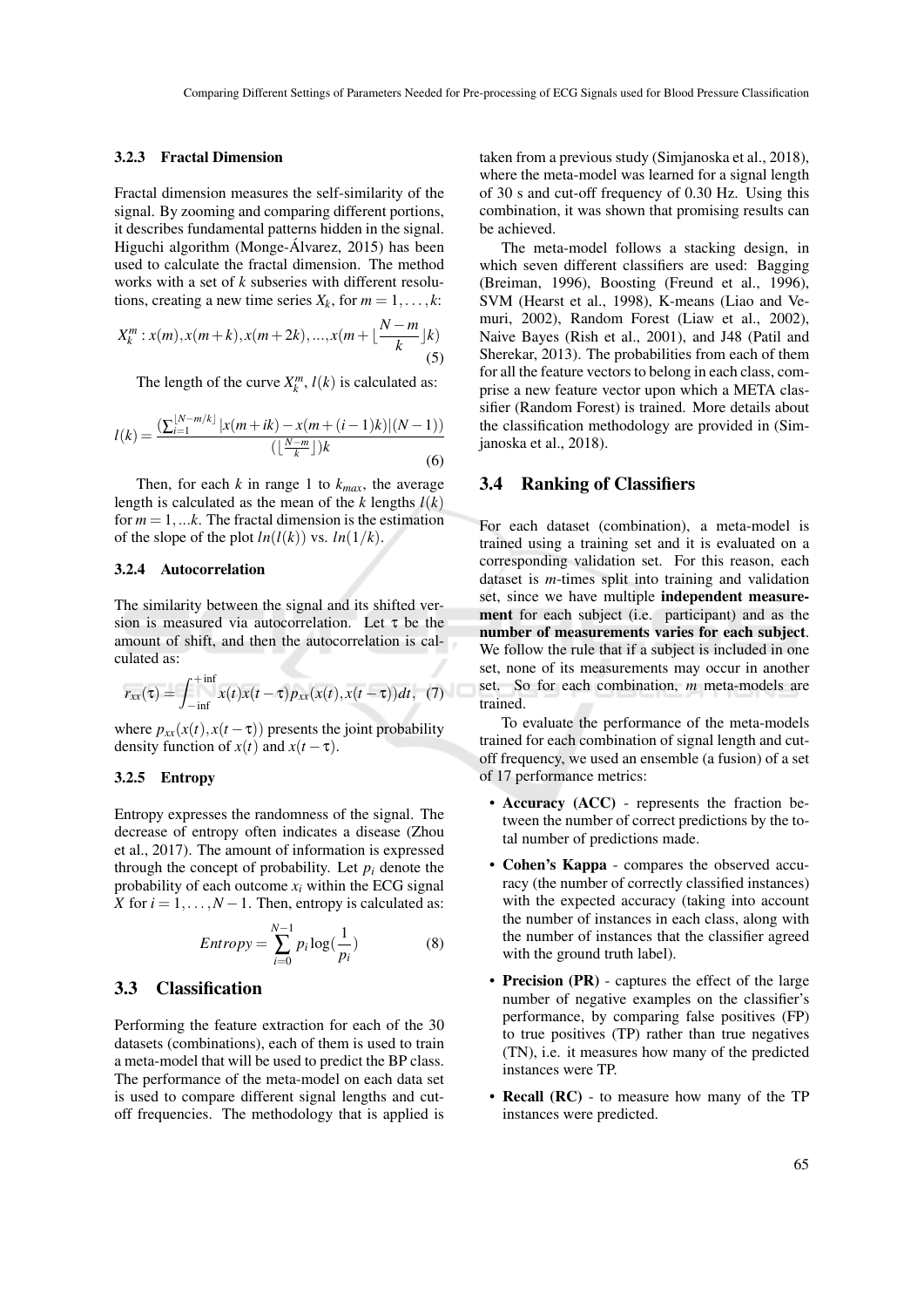### 3.2.3 Fractal Dimension

Fractal dimension measures the self-similarity of the signal. By zooming and comparing different portions, it describes fundamental patterns hidden in the signal. Higuchi algorithm (Monge-Álvarez, 2015) has been used to calculate the fractal dimension. The method works with a set of $k$ subseries with different resolutions, creating a new time series $X_k$, for $m = 1, \ldots, k$:

$$X_k^m : x(m), x(m+k), x(m+2k), ..., x(m + \lfloor \frac{N-m}{k} \rfloor k) \quad (5)$$

The length of the curve $X_k^m$, $l(k)$ is calculated as:

$$l(k) = \frac{(\sum_{i=1}^{\lfloor N-m/k \rfloor} |x(m+ik) - x(m+(i-1)k)|(N-1))}{(\lfloor \frac{N-m}{k} \rfloor)k} \quad (6)$$

Then, for each $k$ in range 1 to $k_{max}$, the average length is calculated as the mean of the $k$ lengths $l(k)$ for $m = 1, ...k$. The fractal dimension is the estimation of the slope of the plot $ln(l(k))$ vs. $ln(1/k)$.

### 3.2.4 Autocorrelation

The similarity between the signal and its shifted version is measured via autocorrelation. Let $\tau$ be the amount of shift, and then the autocorrelation is calculated as:

$$r_{xx}(\tau) = \int_{-\inf}^{+\inf} x(t)x(t-\tau)p_{xx}(x(t), x(t-\tau))dt, \quad (7)$$

where $p_{xx}(x(t), x(t-\tau))$ presents the joint probability density function of $x(t)$ and $x(t-\tau)$.

### 3.2.5 Entropy

Entropy expresses the randomness of the signal. The decrease of entropy often indicates a disease (Zhou et al., 2017). The amount of information is expressed through the concept of probability. Let $p_i$ denote the probability of each outcome $x_i$ within the ECG signal $X$ for $i = 1, \ldots, N-1$. Then, entropy is calculated as:

$$Entropy = \sum_{i=0}^{N-1} p_i \log(\frac{1}{p_i}) \quad (8)$$

## 3.3 Classification

Performing the feature extraction for each of the 30 datasets (combinations), each of them is used to train a meta-model that will be used to predict the BP class. The performance of the meta-model on each data set is used to compare different signal lengths and cut-off frequencies. The methodology that is applied is taken from a previous study (Simjanoska et al., 2018), where the meta-model was learned for a signal length of 30 s and cut-off frequency of 0.30 Hz. Using this combination, it was shown that promising results can be achieved.

The meta-model follows a stacking design, in which seven different classifiers are used: Bagging (Breiman, 1996), Boosting (Freund et al., 1996), SVM (Hearst et al., 1998), K-means (Liao and Vemuri, 2002), Random Forest (Liaw et al., 2002), Naive Bayes (Rish et al., 2001), and J48 (Patil and Sherekar, 2013). The probabilities from each of them for all the feature vectors to belong in each class, comprise a new feature vector upon which a META classifier (Random Forest) is trained. More details about the classification methodology are provided in (Simjanoska et al., 2018).

## 3.4 Ranking of Classifiers

For each dataset (combination), a meta-model is trained using a training set and it is evaluated on a corresponding validation set. For this reason, each dataset is $m$-times split into training and validation set, since we have multiple **independent measurement** for each subject (i.e. participant) and as the **number of measurements varies for each subject**. We follow the rule that if a subject is included in one set, none of its measurements may occur in another set. So for each combination, $m$ meta-models are trained.

To evaluate the performance of the meta-models trained for each combination of signal length and cut-off frequency, we used an ensemble (a fusion) of a set of 17 performance metrics:

- **Accuracy (ACC)** - represents the fraction between the number of correct predictions by the total number of predictions made.
- **Cohen's Kappa** - compares the observed accuracy (the number of correctly classified instances) with the expected accuracy (taking into account the number of instances in each class, along with the number of instances that the classifier agreed with the ground truth label).
- **Precision (PR)** - captures the effect of the large number of negative examples on the classifier's performance, by comparing false positives (FP) to true positives (TP) rather than true negatives (TN), i.e. it measures how many of the predicted instances were TP.
- **Recall (RC)** - to measure how many of the TP instances were predicted.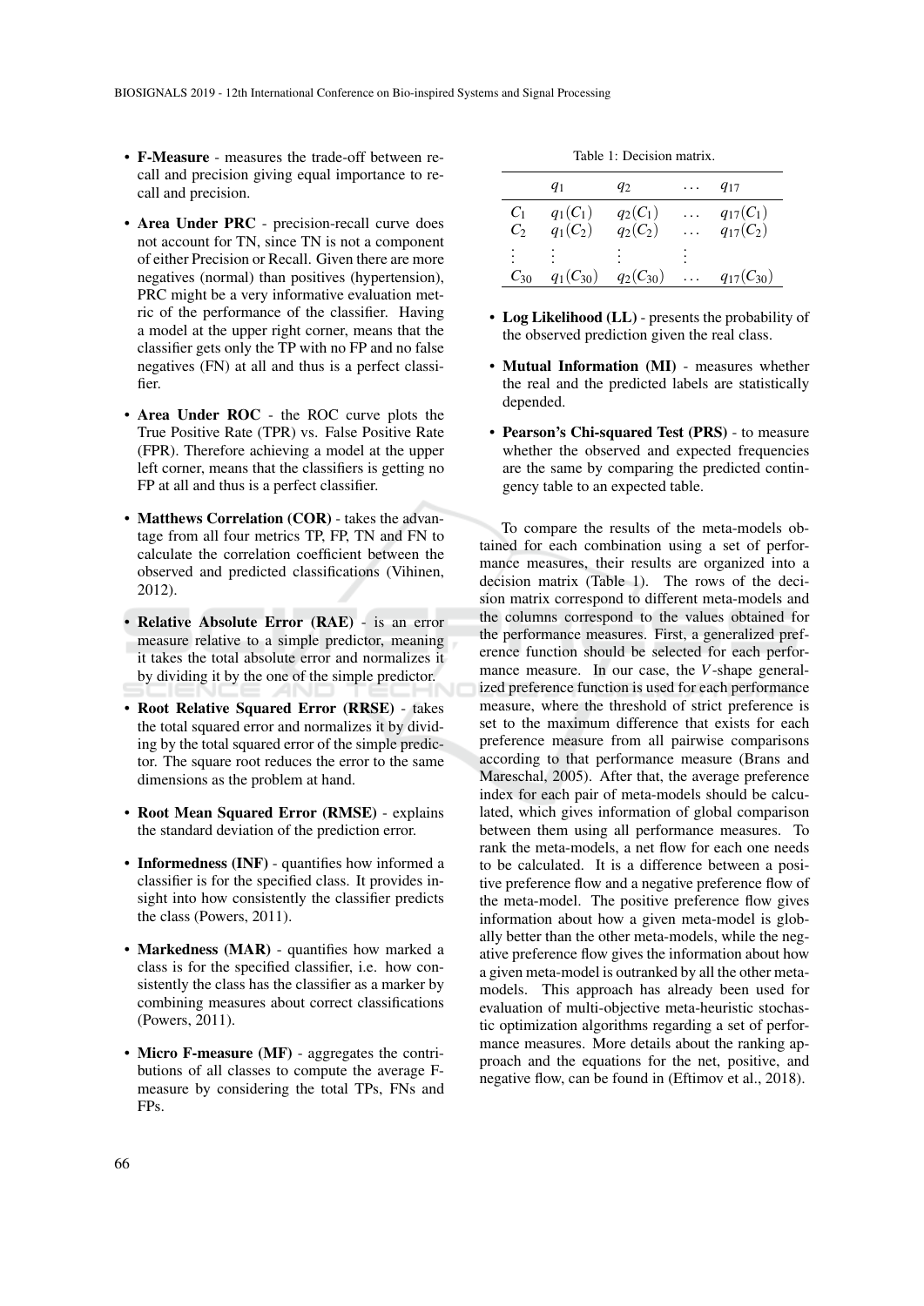- **F-Measure** - measures the trade-off between recall and precision giving equal importance to recall and precision.
- **Area Under PRC** - precision-recall curve does not account for TN, since TN is not a component of either Precision or Recall. Given there are more negatives (normal) than positives (hypertension), PRC might be a very informative evaluation metric of the performance of the classifier. Having a model at the upper right corner, means that the classifier gets only the TP with no FP and no false negatives (FN) at all and thus is a perfect classifier.
- **Area Under ROC** - the ROC curve plots the True Positive Rate (TPR) vs. False Positive Rate (FPR). Therefore achieving a model at the upper left corner, means that the classifiers is getting no FP at all and thus is a perfect classifier.
- **Matthews Correlation (COR)** - takes the advantage from all four metrics TP, FP, TN and FN to calculate the correlation coefficient between the observed and predicted classifications (Vihinen, 2012).
- **Relative Absolute Error (RAE)** - is an error measure relative to a simple predictor, meaning it takes the total absolute error and normalizes it by dividing it by the one of the simple predictor.
- **Root Relative Squared Error (RRSE)** - takes the total squared error and normalizes it by dividing by the total squared error of the simple predictor. The square root reduces the error to the same dimensions as the problem at hand.
- **Root Mean Squared Error (RMSE)** - explains the standard deviation of the prediction error.
- **Informedness (INF)** - quantifies how informed a classifier is for the specified class. It provides insight into how consistently the classifier predicts the class (Powers, 2011).
- **Markedness (MAR)** - quantifies how marked a class is for the specified classifier, i.e. how consistently the class has the classifier as a marker by combining measures about correct classifications (Powers, 2011).
- **Micro F-measure (MF)** - aggregates the contributions of all classes to compute the average F-measure by considering the total TPs, FNs and FPs.

Table 1: Decision matrix.

| | $q_1$ | $q_2$ | $\dots$ | $q_{17}$ |
|---|---|---|---|---|
| $C_1$ | $q_1(C_1)$ | $q_2(C_1)$ | $\dots$ | $q_{17}(C_1)$ |
| $C_2$ | $q_1(C_2)$ | $q_2(C_2)$ | $\dots$ | $q_{17}(C_2)$ |
| $\vdots$ | $\vdots$ | $\vdots$ | $\vdots$ | |
| $C_{30}$ | $q_1(C_{30})$ | $q_2(C_{30})$ | $\dots$ | $q_{17}(C_{30})$ |

- **Log Likelihood (LL)** - presents the probability of the observed prediction given the real class.
- **Mutual Information (MI)** - measures whether the real and the predicted labels are statistically depended.
- **Pearson's Chi-squared Test (PRS)** - to measure whether the observed and expected frequencies are the same by comparing the predicted contingency table to an expected table.

To compare the results of the meta-models obtained for each combination using a set of performance measures, their results are organized into a decision matrix (Table 1). The rows of the decision matrix correspond to different meta-models and the columns correspond to the values obtained for the performance measures. First, a generalized preference function should be selected for each performance measure. In our case, the $V$-shape generalized preference function is used for each performance measure, where the threshold of strict preference is set to the maximum difference that exists for each preference measure from all pairwise comparisons according to that performance measure (Brans and Mareschal, 2005). After that, the average preference index for each pair of meta-models should be calculated, which gives information of global comparison between them using all performance measures. To rank the meta-models, a net flow for each one needs to be calculated. It is a difference between a positive preference flow and a negative preference flow of the meta-model. The positive preference flow gives information about how a given meta-model is globally better than the other meta-models, while the negative preference flow gives the information about how a given meta-model is outranked by all the other meta-models. This approach has already been used for evaluation of multi-objective meta-heuristic stochastic optimization algorithms regarding a set of performance measures. More details about the ranking approach and the equations for the net, positive, and negative flow, can be found in (Eftimov et al., 2018).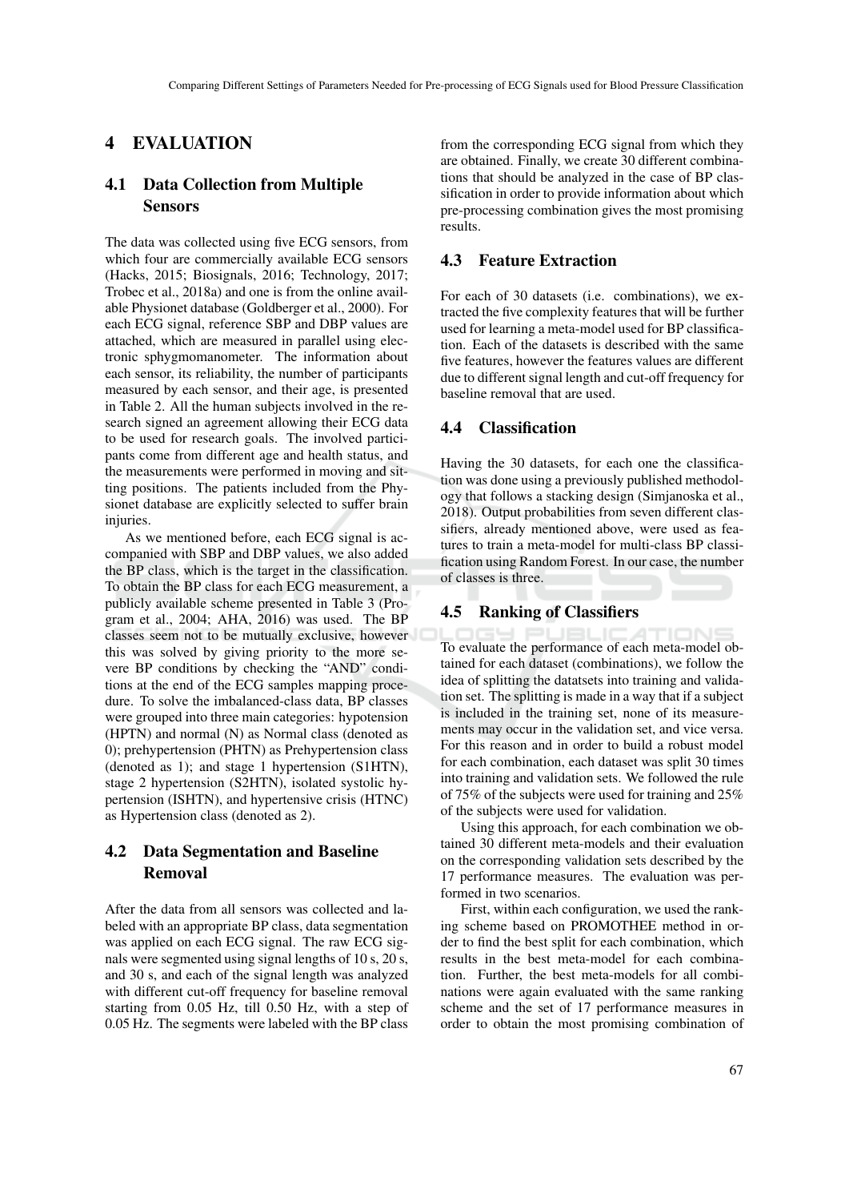# 4 EVALUATION

## 4.1 Data Collection from Multiple Sensors

The data was collected using five ECG sensors, from which four are commercially available ECG sensors (Hacks, 2015; Biosignals, 2016; Technology, 2017; Trobec et al., 2018a) and one is from the online available Physionet database (Goldberger et al., 2000). For each ECG signal, reference SBP and DBP values are attached, which are measured in parallel using electronic sphygmomanometer. The information about each sensor, its reliability, the number of participants measured by each sensor, and their age, is presented in Table 2. All the human subjects involved in the research signed an agreement allowing their ECG data to be used for research goals. The involved participants come from different age and health status, and the measurements were performed in moving and sitting positions. The patients included from the Physionet database are explicitly selected to suffer brain injuries.

As we mentioned before, each ECG signal is accompanied with SBP and DBP values, we also added the BP class, which is the target in the classification. To obtain the BP class for each ECG measurement, a publicly available scheme presented in Table 3 (Program et al., 2004; AHA, 2016) was used. The BP classes seem not to be mutually exclusive, however this was solved by giving priority to the more severe BP conditions by checking the "AND" conditions at the end of the ECG samples mapping procedure. To solve the imbalanced-class data, BP classes were grouped into three main categories: hypotension (HPTN) and normal (N) as Normal class (denoted as 0); prehypertension (PHTN) as Prehypertension class (denoted as 1); and stage 1 hypertension (S1HTN), stage 2 hypertension (S2HTN), isolated systolic hypertension (ISHTN), and hypertensive crisis (HTNC) as Hypertension class (denoted as 2).

## 4.2 Data Segmentation and Baseline Removal

After the data from all sensors was collected and labeled with an appropriate BP class, data segmentation was applied on each ECG signal. The raw ECG signals were segmented using signal lengths of 10 s, 20 s, and 30 s, and each of the signal length was analyzed with different cut-off frequency for baseline removal starting from 0.05 Hz, till 0.50 Hz, with a step of 0.05 Hz. The segments were labeled with the BP class from the corresponding ECG signal from which they are obtained. Finally, we create 30 different combinations that should be analyzed in the case of BP classification in order to provide information about which pre-processing combination gives the most promising results.

## 4.3 Feature Extraction

For each of 30 datasets (i.e. combinations), we extracted the five complexity features that will be further used for learning a meta-model used for BP classification. Each of the datasets is described with the same five features, however the features values are different due to different signal length and cut-off frequency for baseline removal that are used.

## 4.4 Classification

Having the 30 datasets, for each one the classification was done using a previously published methodology that follows a stacking design (Simjanoska et al., 2018). Output probabilities from seven different classifiers, already mentioned above, were used as features to train a meta-model for multi-class BP classification using Random Forest. In our case, the number of classes is three.

## 4.5 Ranking of Classifiers

To evaluate the performance of each meta-model obtained for each dataset (combinations), we follow the idea of splitting the datatsets into training and validation set. The splitting is made in a way that if a subject is included in the training set, none of its measurements may occur in the validation set, and vice versa. For this reason and in order to build a robust model for each combination, each dataset was split 30 times into training and validation sets. We followed the rule of 75% of the subjects were used for training and 25% of the subjects were used for validation.

Using this approach, for each combination we obtained 30 different meta-models and their evaluation on the corresponding validation sets described by the 17 performance measures. The evaluation was performed in two scenarios.

First, within each configuration, we used the ranking scheme based on PROMOTHEE method in order to find the best split for each combination, which results in the best meta-model for each combination. Further, the best meta-models for all combinations were again evaluated with the same ranking scheme and the set of 17 performance measures in order to obtain the most promising combination of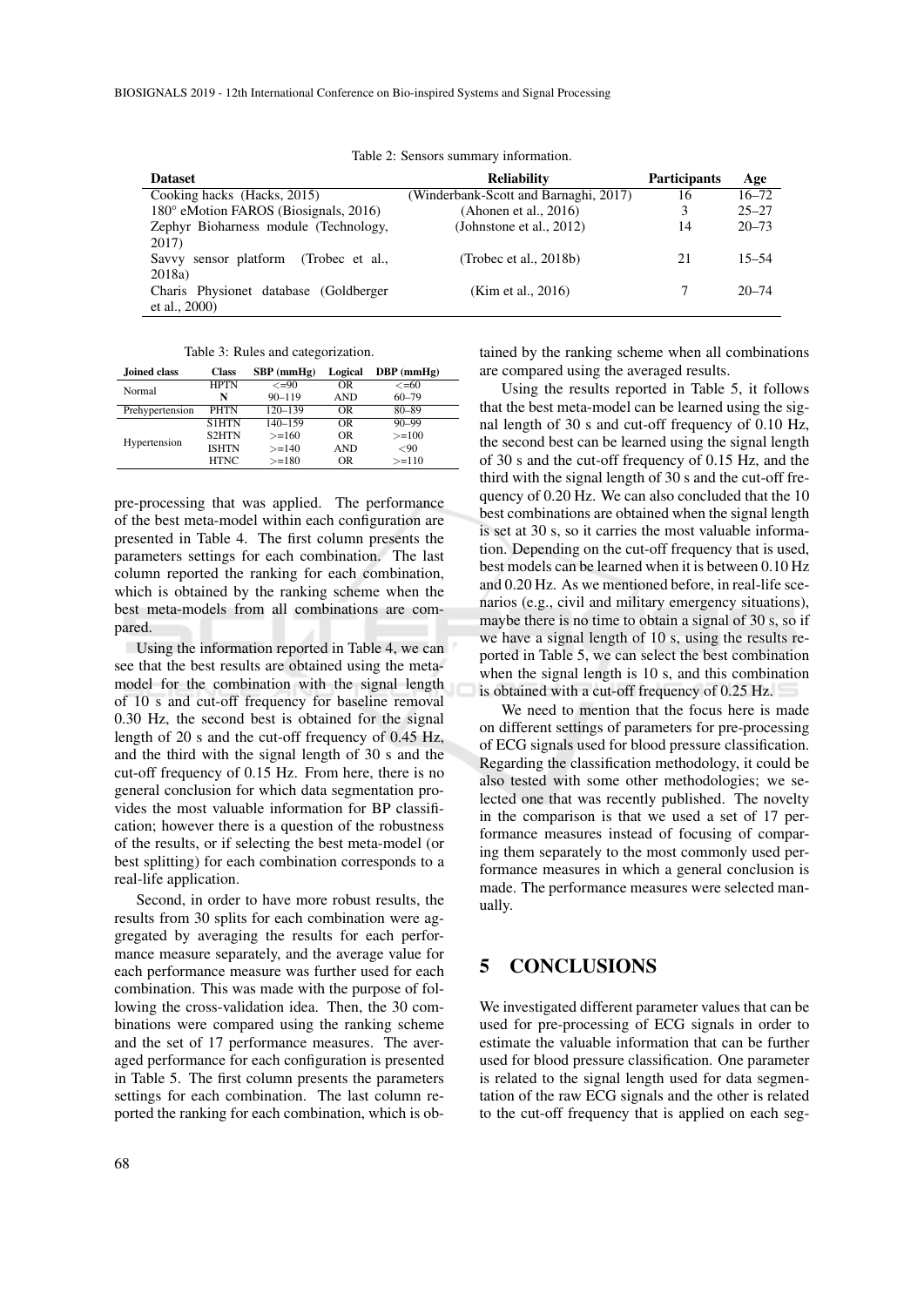Table 2: Sensors summary information.

| Dataset | Reliability | Participants | Age |
|---|---|---|---|
| Cooking hacks (Hacks, 2015) | (Winderbank-Scott and Barnaghi, 2017) | 16 | 16–72 |
| 180° eMotion FAROS (Biosignals, 2016) | (Ahonen et al., 2016) | 3 | 25–27 |
| Zephyr Bioharness module (Technology, 2017) | (Johnstone et al., 2012) | 14 | 20–73 |
| Savvy sensor platform (Trobec et al., 2018a) | (Trobec et al., 2018b) | 21 | 15–54 |
| Charis Physionet database (Goldberger et al., 2000) | (Kim et al., 2016) | 7 | 20–74 |

Table 3: Rules and categorization.

| Joined class | Class | SBP (mmHg) | Logical | DBP (mmHg) |
|---|---|---|---|---|
| Normal | HPTN | <=90 | OR | <=60 |
| | N | 90–119 | AND | 60–79 |
| Prehypertension | PHTN | 120–139 | OR | 80–89 |
| Hypertension | S1HTN | 140–159 | OR | 90–99 |
| | S2HTN | >=160 | OR | >=100 |
| | ISHTN | >=140 | AND | <90 |
| | HTNC | >=180 | OR | >=110 |

pre-processing that was applied. The performance of the best meta-model within each configuration are presented in Table 4. The first column presents the parameters settings for each combination. The last column reported the ranking for each combination, which is obtained by the ranking scheme when the best meta-models from all combinations are compared.

Using the information reported in Table 4, we can see that the best results are obtained using the meta-model for the combination with the signal length of 10 s and cut-off frequency for baseline removal 0.30 Hz, the second best is obtained for the signal length of 20 s and the cut-off frequency of 0.45 Hz, and the third with the signal length of 30 s and the cut-off frequency of 0.15 Hz. From here, there is no general conclusion for which data segmentation provides the most valuable information for BP classification; however there is a question of the robustness of the results, or if selecting the best meta-model (or best splitting) for each combination corresponds to a real-life application.

Second, in order to have more robust results, the results from 30 splits for each combination were aggregated by averaging the results for each performance measure separately, and the average value for each performance measure was further used for each combination. This was made with the purpose of following the cross-validation idea. Then, the 30 combinations were compared using the ranking scheme and the set of 17 performance measures. The averaged performance for each configuration is presented in Table 5. The first column presents the parameters settings for each combination. The last column reported the ranking for each combination, which is obtained by the ranking scheme when all combinations are compared using the averaged results.

Using the results reported in Table 5, it follows that the best meta-model can be learned using the signal length of 30 s and cut-off frequency of 0.10 Hz, the second best can be learned using the signal length of 30 s and the cut-off frequency of 0.15 Hz, and the third with the signal length of 30 s and the cut-off frequency of 0.20 Hz. We can also concluded that the 10 best combinations are obtained when the signal length is set at 30 s, so it carries the most valuable information. Depending on the cut-off frequency that is used, best models can be learned when it is between 0.10 Hz and 0.20 Hz. As we mentioned before, in real-life scenarios (e.g., civil and military emergency situations), maybe there is no time to obtain a signal of 30 s, so if we have a signal length of 10 s, using the results reported in Table 5, we can select the best combination when the signal length is 10 s, and this combination is obtained with a cut-off frequency of 0.25 Hz.

We need to mention that the focus here is made on different settings of parameters for pre-processing of ECG signals used for blood pressure classification. Regarding the classification methodology, it could be also tested with some other methodologies; we selected one that was recently published. The novelty in the comparison is that we used a set of 17 performance measures instead of focusing of comparing them separately to the most commonly used performance measures in which a general conclusion is made. The performance measures were selected manually.

## 5 CONCLUSIONS

We investigated different parameter values that can be used for pre-processing of ECG signals in order to estimate the valuable information that can be further used for blood pressure classification. One parameter is related to the signal length used for data segmentation of the raw ECG signals and the other is related to the cut-off frequency that is applied on each seg-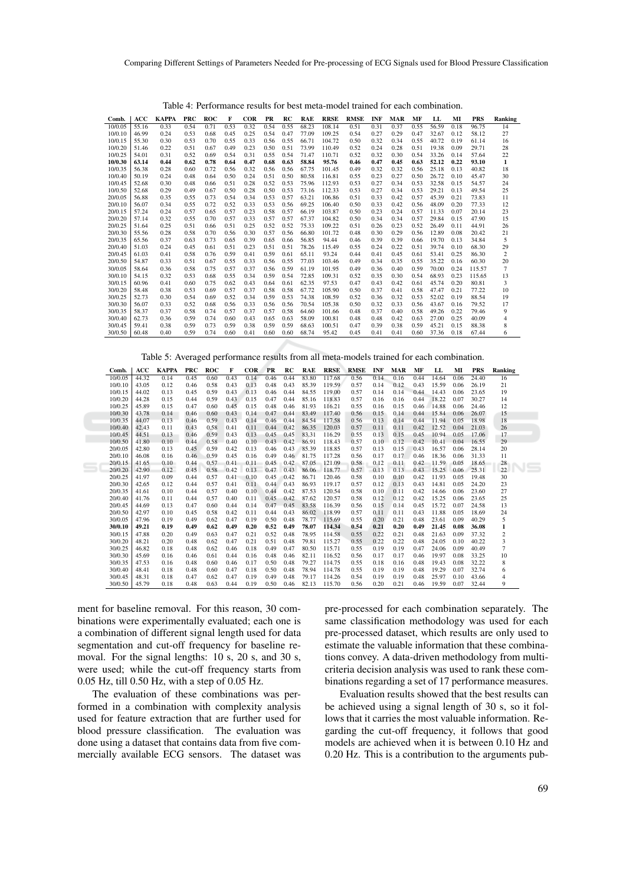Table 4: Performance results for best meta-model trained for each combination.

| Comb. | ACC | KAPPA | PRC | ROC | F | COR | PR | RC | RAE | RRSE | RMSE | INF | MAR | MF | LL | MI | PRS | Ranking |
|---|---|---|---|---|---|---|---|---|---|---|---|---|---|---|---|---|---|---|
| 10/0.05 | 55.16 | 0.33 | 0.54 | 0.71 | 0.53 | 0.32 | 0.54 | 0.55 | 68.23 | 108.14 | 0.51 | 0.31 | 0.37 | 0.55 | 56.59 | 0.18 | 96.75 | 14 |
| 10/0.10 | 46.99 | 0.24 | 0.53 | 0.68 | 0.45 | 0.25 | 0.54 | 0.47 | 77.09 | 109.25 | 0.54 | 0.27 | 0.29 | 0.47 | 32.67 | 0.12 | 58.12 | 27 |
| 10/0.15 | 55.30 | 0.30 | 0.53 | 0.70 | 0.55 | 0.33 | 0.56 | 0.55 | 66.71 | 104.72 | 0.50 | 0.32 | 0.34 | 0.55 | 40.72 | 0.19 | 61.14 | 16 |
| 10/0.20 | 51.46 | 0.22 | 0.51 | 0.67 | 0.49 | 0.23 | 0.50 | 0.51 | 73.99 | 110.49 | 0.52 | 0.24 | 0.28 | 0.51 | 19.38 | 0.09 | 29.71 | 28 |
| 10/0.25 | 54.01 | 0.31 | 0.52 | 0.69 | 0.54 | 0.31 | 0.55 | 0.54 | 71.47 | 110.71 | 0.52 | 0.32 | 0.30 | 0.54 | 33.26 | 0.14 | 57.64 | 22 |
| **10/0.30** | **63.14** | **0.44** | **0.62** | **0.78** | **0.64** | **0.47** | **0.68** | **0.63** | **58.84** | **95.76** | **0.46** | **0.47** | **0.45** | **0.63** | **52.12** | **0.22** | **93.10** | **1** |
| 10/0.35 | 56.38 | 0.28 | 0.60 | 0.72 | 0.56 | 0.32 | 0.56 | 0.56 | 67.75 | 101.45 | 0.49 | 0.32 | 0.32 | 0.56 | 25.18 | 0.13 | 40.82 | 18 |
| 10/0.40 | 50.19 | 0.24 | 0.48 | 0.64 | 0.50 | 0.24 | 0.51 | 0.50 | 80.58 | 116.81 | 0.55 | 0.23 | 0.27 | 0.50 | 26.72 | 0.10 | 45.47 | 30 |
| 10/0.45 | 52.68 | 0.30 | 0.48 | 0.66 | 0.51 | 0.28 | 0.52 | 0.53 | 75.96 | 112.93 | 0.53 | 0.27 | 0.34 | 0.53 | 32.58 | 0.15 | 54.57 | 24 |
| 10/0.50 | 52.68 | 0.29 | 0.49 | 0.67 | 0.50 | 0.28 | 0.50 | 0.53 | 73.16 | 112.33 | 0.53 | 0.27 | 0.34 | 0.53 | 29.21 | 0.13 | 49.54 | 25 |
| 20/0.05 | 56.88 | 0.35 | 0.55 | 0.73 | 0.54 | 0.34 | 0.53 | 0.57 | 63.21 | 106.86 | 0.51 | 0.33 | 0.42 | 0.57 | 45.39 | 0.21 | 73.83 | 11 |
| 20/0.10 | 56.07 | 0.34 | 0.55 | 0.72 | 0.52 | 0.33 | 0.53 | 0.56 | 69.25 | 106.40 | 0.50 | 0.33 | 0.42 | 0.56 | 48.09 | 0.20 | 77.33 | 12 |
| 20/0.15 | 57.24 | 0.24 | 0.57 | 0.65 | 0.57 | 0.23 | 0.58 | 0.57 | 66.19 | 103.87 | 0.50 | 0.23 | 0.24 | 0.57 | 11.33 | 0.07 | 20.14 | 23 |
| 20/0.20 | 57.14 | 0.32 | 0.55 | 0.70 | 0.57 | 0.33 | 0.57 | 0.57 | 67.37 | 104.82 | 0.50 | 0.34 | 0.34 | 0.57 | 29.84 | 0.15 | 47.90 | 15 |
| 20/0.25 | 51.64 | 0.25 | 0.51 | 0.66 | 0.51 | 0.25 | 0.52 | 0.52 | 75.33 | 109.22 | 0.51 | 0.26 | 0.23 | 0.52 | 26.49 | 0.11 | 44.91 | 26 |
| 20/0.30 | 55.56 | 0.28 | 0.58 | 0.70 | 0.56 | 0.30 | 0.57 | 0.56 | 66.80 | 101.72 | 0.48 | 0.30 | 0.29 | 0.56 | 12.89 | 0.08 | 20.42 | 21 |
| 20/0.35 | 65.56 | 0.37 | 0.63 | 0.73 | 0.65 | 0.39 | 0.65 | 0.66 | 56.85 | 94.44 | 0.46 | 0.39 | 0.39 | 0.66 | 19.70 | 0.13 | 34.84 | 5 |
| 20/0.40 | 51.03 | 0.24 | 0.45 | 0.61 | 0.51 | 0.23 | 0.51 | 0.51 | 78.26 | 115.49 | 0.55 | 0.24 | 0.22 | 0.51 | 39.74 | 0.10 | 68.30 | 29 |
| 20/0.45 | 61.03 | 0.41 | 0.58 | 0.76 | 0.59 | 0.41 | 0.59 | 0.61 | 65.11 | 93.24 | 0.44 | 0.41 | 0.45 | 0.61 | 53.41 | 0.25 | 86.30 | 2 |
| 20/0.50 | 54.87 | 0.33 | 0.51 | 0.67 | 0.55 | 0.33 | 0.56 | 0.55 | 77.03 | 103.46 | 0.49 | 0.34 | 0.35 | 0.55 | 35.22 | 0.16 | 60.30 | 20 |
| 30/0.05 | 58.64 | 0.36 | 0.58 | 0.75 | 0.57 | 0.37 | 0.56 | 0.59 | 61.19 | 101.95 | 0.49 | 0.36 | 0.40 | 0.59 | 70.00 | 0.24 | 115.57 | 7 |
| 30/0.10 | 54.15 | 0.32 | 0.53 | 0.68 | 0.55 | 0.34 | 0.59 | 0.54 | 72.85 | 109.31 | 0.52 | 0.35 | 0.30 | 0.54 | 68.93 | 0.23 | 115.65 | 13 |
| 30/0.15 | 60.96 | 0.41 | 0.60 | 0.75 | 0.62 | 0.43 | 0.64 | 0.61 | 62.35 | 97.53 | 0.47 | 0.43 | 0.42 | 0.61 | 45.74 | 0.20 | 80.81 | 3 |
| 30/0.20 | 58.48 | 0.38 | 0.53 | 0.69 | 0.57 | 0.37 | 0.58 | 0.58 | 67.72 | 105.90 | 0.50 | 0.37 | 0.41 | 0.58 | 47.47 | 0.21 | 77.22 | 10 |
| 30/0.25 | 52.73 | 0.30 | 0.54 | 0.69 | 0.52 | 0.34 | 0.59 | 0.53 | 74.38 | 108.59 | 0.52 | 0.36 | 0.32 | 0.53 | 52.02 | 0.19 | 88.54 | 19 |
| 30/0.30 | 56.07 | 0.33 | 0.52 | 0.68 | 0.56 | 0.33 | 0.56 | 0.56 | 70.54 | 105.38 | 0.50 | 0.32 | 0.33 | 0.56 | 43.67 | 0.16 | 79.52 | 17 |
| 30/0.35 | 58.37 | 0.37 | 0.58 | 0.74 | 0.57 | 0.37 | 0.57 | 0.58 | 64.60 | 101.66 | 0.48 | 0.37 | 0.40 | 0.58 | 49.26 | 0.22 | 79.46 | 9 |
| 30/0.40 | 62.73 | 0.36 | 0.59 | 0.74 | 0.60 | 0.43 | 0.65 | 0.63 | 58.09 | 100.81 | 0.48 | 0.48 | 0.42 | 0.63 | 27.00 | 0.25 | 40.09 | 4 |
| 30/0.45 | 59.41 | 0.38 | 0.59 | 0.73 | 0.59 | 0.38 | 0.59 | 0.59 | 68.63 | 100.51 | 0.47 | 0.39 | 0.38 | 0.59 | 45.21 | 0.15 | 88.38 | 8 |
| 30/0.50 | 60.48 | 0.40 | 0.59 | 0.74 | 0.60 | 0.41 | 0.60 | 0.60 | 68.74 | 95.42 | 0.45 | 0.41 | 0.41 | 0.60 | 37.36 | 0.18 | 67.44 | 6 |

Table 5: Averaged performance results from all meta-models trained for each combination.

| Comb. | ACC | KAPPA | PRC | ROC | F | COR | PR | RC | RAE | RRSE | RMSE | INF | MAR | MF | LL | MI | PRS | Ranking |
|---|---|---|---|---|---|---|---|---|---|---|---|---|---|---|---|---|---|---|
| 10/0.05 | 44.32 | 0.14 | 0.45 | 0.60 | 0.43 | 0.14 | 0.46 | 0.44 | 83.80 | 117.68 | 0.56 | 0.14 | 0.16 | 0.44 | 14.64 | 0.06 | 24.40 | 16 |
| 10/0.10 | 43.05 | 0.12 | 0.46 | 0.58 | 0.43 | 0.13 | 0.48 | 0.43 | 85.39 | 119.59 | 0.57 | 0.14 | 0.12 | 0.43 | 15.59 | 0.06 | 26.19 | 21 |
| 10/0.15 | 44.02 | 0.13 | 0.45 | 0.59 | 0.43 | 0.13 | 0.46 | 0.44 | 84.55 | 119.00 | 0.57 | 0.14 | 0.14 | 0.44 | 14.43 | 0.06 | 23.65 | 19 |
| 10/0.20 | 44.28 | 0.15 | 0.44 | 0.59 | 0.43 | 0.15 | 0.47 | 0.44 | 85.16 | 118.83 | 0.57 | 0.16 | 0.16 | 0.44 | 18.22 | 0.07 | 30.27 | 14 |
| 10/0.25 | 45.89 | 0.15 | 0.47 | 0.60 | 0.45 | 0.15 | 0.48 | 0.46 | 81.93 | 116.21 | 0.55 | 0.16 | 0.15 | 0.46 | 14.88 | 0.06 | 24.46 | 12 |
| 10/0.30 | 43.78 | 0.14 | 0.46 | 0.60 | 0.43 | 0.14 | 0.47 | 0.44 | 83.49 | 117.40 | 0.56 | 0.15 | 0.14 | 0.44 | 15.84 | 0.06 | 26.07 | 15 |
| 10/0.35 | 44.07 | 0.13 | 0.46 | 0.59 | 0.43 | 0.14 | 0.46 | 0.44 | 84.54 | 117.58 | 0.56 | 0.13 | 0.14 | 0.44 | 11.94 | 0.05 | 18.98 | 18 |
| 10/0.40 | 42.43 | 0.11 | 0.43 | 0.58 | 0.41 | 0.11 | 0.44 | 0.42 | 86.35 | 120.03 | 0.57 | 0.11 | 0.11 | 0.42 | 12.52 | 0.04 | 21.03 | 26 |
| 10/0.45 | 44.51 | 0.13 | 0.46 | 0.59 | 0.43 | 0.13 | 0.45 | 0.45 | 83.31 | 116.29 | 0.55 | 0.13 | 0.15 | 0.45 | 10.94 | 0.05 | 17.06 | 17 |
| 10/0.50 | 41.80 | 0.10 | 0.44 | 0.58 | 0.40 | 0.10 | 0.43 | 0.42 | 86.91 | 118.43 | 0.57 | 0.10 | 0.12 | 0.42 | 10.41 | 0.04 | 16.55 | 29 |
| 20/0.05 | 42.80 | 0.13 | 0.45 | 0.59 | 0.42 | 0.13 | 0.46 | 0.43 | 85.39 | 118.85 | 0.57 | 0.13 | 0.15 | 0.43 | 16.57 | 0.06 | 28.14 | 20 |
| 20/0.10 | 46.08 | 0.16 | 0.46 | 0.59 | 0.45 | 0.16 | 0.49 | 0.46 | 81.75 | 117.28 | 0.56 | 0.17 | 0.17 | 0.46 | 18.36 | 0.06 | 31.33 | 11 |
| 20/0.15 | 41.65 | 0.10 | 0.44 | 0.57 | 0.41 | 0.11 | 0.45 | 0.42 | 87.05 | 121.09 | 0.58 | 0.12 | 0.11 | 0.42 | 11.59 | 0.05 | 18.65 | 28 |
| 20/0.20 | 42.90 | 0.12 | 0.45 | 0.58 | 0.42 | 0.13 | 0.47 | 0.43 | 86.06 | 118.77 | 0.57 | 0.13 | 0.13 | 0.43 | 15.25 | 0.06 | 25.31 | 22 |
| 20/0.25 | 41.97 | 0.09 | 0.44 | 0.57 | 0.41 | 0.10 | 0.45 | 0.42 | 86.71 | 120.46 | 0.58 | 0.10 | 0.10 | 0.42 | 11.93 | 0.05 | 19.48 | 30 |
| 20/0.30 | 42.65 | 0.12 | 0.44 | 0.57 | 0.41 | 0.11 | 0.44 | 0.43 | 86.93 | 119.17 | 0.57 | 0.12 | 0.13 | 0.43 | 14.81 | 0.05 | 24.20 | 23 |
| 20/0.35 | 41.61 | 0.10 | 0.44 | 0.57 | 0.40 | 0.10 | 0.44 | 0.42 | 87.53 | 120.54 | 0.58 | 0.10 | 0.11 | 0.42 | 14.66 | 0.06 | 23.60 | 27 |
| 20/0.40 | 41.76 | 0.11 | 0.44 | 0.57 | 0.40 | 0.11 | 0.45 | 0.42 | 87.62 | 120.57 | 0.58 | 0.12 | 0.12 | 0.42 | 15.25 | 0.06 | 23.65 | 25 |
| 20/0.45 | 44.69 | 0.13 | 0.47 | 0.60 | 0.44 | 0.14 | 0.47 | 0.45 | 83.58 | 116.39 | 0.56 | 0.15 | 0.14 | 0.45 | 15.72 | 0.07 | 24.58 | 13 |
| 20/0.50 | 42.97 | 0.10 | 0.45 | 0.58 | 0.42 | 0.11 | 0.44 | 0.43 | 86.02 | 118.99 | 0.57 | 0.11 | 0.11 | 0.43 | 11.88 | 0.05 | 18.69 | 24 |
| 30/0.05 | 47.96 | 0.19 | 0.49 | 0.62 | 0.47 | 0.19 | 0.50 | 0.48 | 78.77 | 115.69 | 0.55 | 0.20 | 0.21 | 0.48 | 23.61 | 0.09 | 40.29 | 5 |
| **30/0.10** | **49.21** | **0.19** | **0.49** | **0.62** | **0.49** | **0.20** | **0.52** | **0.49** | **78.07** | **114.34** | **0.54** | **0.21** | **0.20** | **0.49** | **21.45** | **0.08** | **36.08** | **1** |
| 30/0.15 | 47.88 | 0.20 | 0.49 | 0.63 | 0.47 | 0.21 | 0.52 | 0.48 | 78.95 | 114.58 | 0.55 | 0.22 | 0.21 | 0.48 | 21.63 | 0.09 | 37.32 | 2 |
| 30/0.20 | 48.21 | 0.20 | 0.48 | 0.62 | 0.47 | 0.21 | 0.51 | 0.48 | 79.81 | 115.27 | 0.55 | 0.22 | 0.22 | 0.48 | 24.05 | 0.10 | 40.22 | 3 |
| 30/0.25 | 46.82 | 0.18 | 0.48 | 0.62 | 0.46 | 0.18 | 0.49 | 0.47 | 80.50 | 115.71 | 0.55 | 0.19 | 0.19 | 0.47 | 24.06 | 0.09 | 40.49 | 7 |
| 30/0.30 | 45.69 | 0.16 | 0.46 | 0.61 | 0.44 | 0.16 | 0.48 | 0.46 | 82.11 | 116.52 | 0.56 | 0.17 | 0.17 | 0.46 | 19.97 | 0.08 | 33.25 | 10 |
| 30/0.35 | 47.53 | 0.16 | 0.48 | 0.60 | 0.46 | 0.17 | 0.50 | 0.48 | 79.27 | 114.75 | 0.55 | 0.18 | 0.16 | 0.48 | 19.43 | 0.08 | 32.22 | 8 |
| 30/0.40 | 48.41 | 0.18 | 0.48 | 0.60 | 0.47 | 0.18 | 0.50 | 0.48 | 78.94 | 114.78 | 0.55 | 0.19 | 0.19 | 0.48 | 19.29 | 0.07 | 32.74 | 6 |
| 30/0.45 | 48.31 | 0.18 | 0.47 | 0.62 | 0.47 | 0.19 | 0.49 | 0.48 | 79.17 | 114.26 | 0.54 | 0.19 | 0.19 | 0.48 | 25.97 | 0.10 | 43.66 | 4 |
| 30/0.50 | 45.79 | 0.18 | 0.48 | 0.63 | 0.44 | 0.19 | 0.50 | 0.46 | 82.13 | 115.70 | 0.56 | 0.20 | 0.21 | 0.46 | 19.59 | 0.07 | 32.44 | 9 |

ment for baseline removal. For this reason, 30 combinations were experimentally evaluated; each one is a combination of different signal length used for data segmentation and cut-off frequency for baseline removal. For the signal lengths: 10 s, 20 s, and 30 s, were used; while the cut-off frequency starts from 0.05 Hz, till 0.50 Hz, with a step of 0.05 Hz.

The evaluation of these combinations was performed in a combination with complexity analysis used for feature extraction that are further used for blood pressure classification. The evaluation was done using a dataset that contains data from five commercially available ECG sensors. The dataset was pre-processed for each combination separately. The same classification methodology was used for each pre-processed dataset, which results are only used to estimate the valuable information that these combinations convey. A data-driven methodology from multi-criteria decision analysis was used to rank these combinations regarding a set of 17 performance measures.

Evaluation results showed that the best results can be achieved using a signal length of 30 s, so it follows that it carries the most valuable information. Regarding the cut-off frequency, it follows that good models are achieved when it is between 0.10 Hz and 0.20 Hz. This is a contribution to the arguments pub-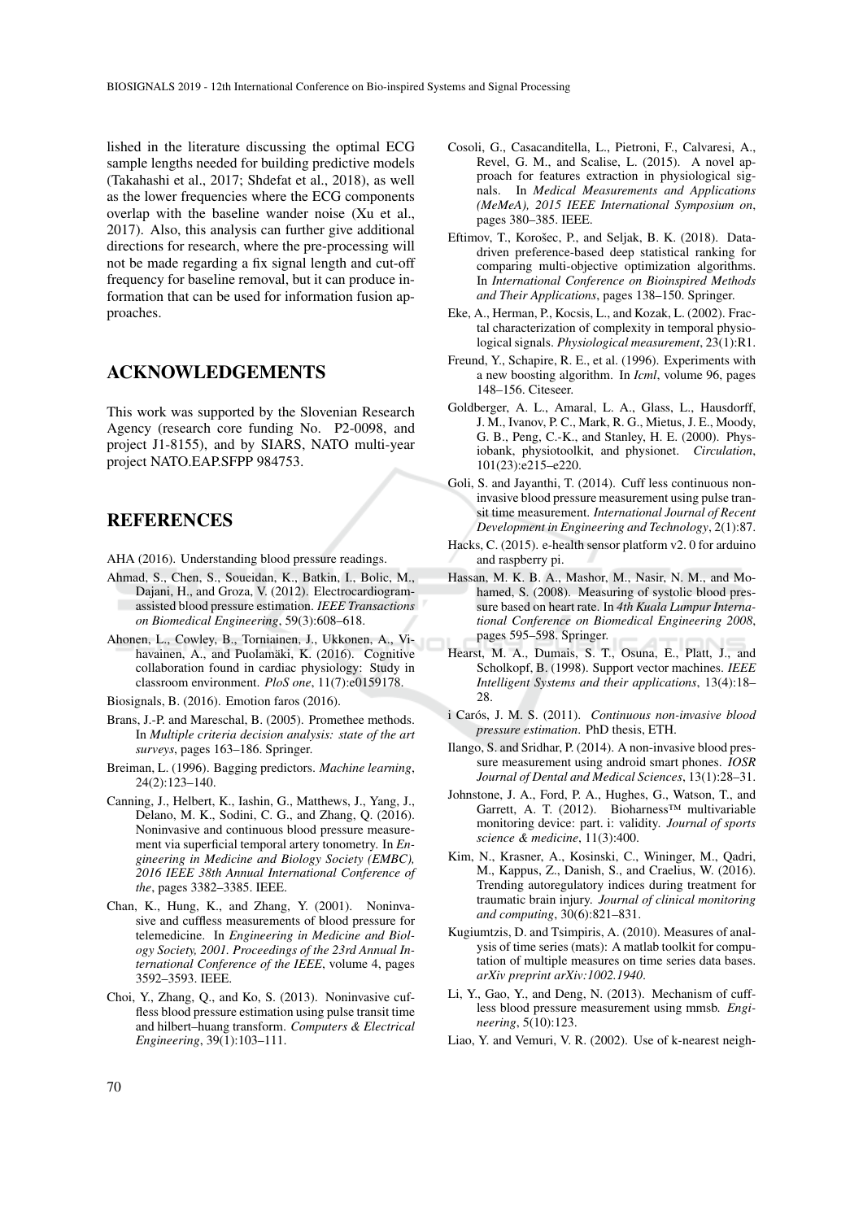lished in the literature discussing the optimal ECG sample lengths needed for building predictive models (Takahashi et al., 2017; Shdefat et al., 2018), as well as the lower frequencies where the ECG components overlap with the baseline wander noise (Xu et al., 2017). Also, this analysis can further give additional directions for research, where the pre-processing will not be made regarding a fix signal length and cut-off frequency for baseline removal, but it can produce information that can be used for information fusion approaches.

## ACKNOWLEDGEMENTS

This work was supported by the Slovenian Research Agency (research core funding No. P2-0098, and project J1-8155), and by SIARS, NATO multi-year project NATO.EAP.SFPP 984753.

## REFERENCES

AHA (2016). Understanding blood pressure readings.

Ahmad, S., Chen, S., Soueidan, K., Batkin, I., Bolic, M., Dajani, H., and Groza, V. (2012). Electrocardiogram-assisted blood pressure estimation. *IEEE Transactions on Biomedical Engineering*, 59(3):608–618.

Ahonen, L., Cowley, B., Torniainen, J., Ukkonen, A., Vihavainen, A., and Puolamäki, K. (2016). Cognitive collaboration found in cardiac physiology: Study in classroom environment. *PloS one*, 11(7):e0159178.

Biosignals, B. (2016). Emotion faros (2016).

Brans, J.-P. and Mareschal, B. (2005). Promethee methods. In *Multiple criteria decision analysis: state of the art surveys*, pages 163–186. Springer.

Breiman, L. (1996). Bagging predictors. *Machine learning*, 24(2):123–140.

Canning, J., Helbert, K., Iashin, G., Matthews, J., Yang, J., Delano, M. K., Sodini, C. G., and Zhang, Q. (2016). Noninvasive and continuous blood pressure measurement via superficial temporal artery tonometry. In *Engineering in Medicine and Biology Society (EMBC), 2016 IEEE 38th Annual International Conference of the*, pages 3382–3385. IEEE.

Chan, K., Hung, K., and Zhang, Y. (2001). Noninvasive and cuffless measurements of blood pressure for telemedicine. In *Engineering in Medicine and Biology Society, 2001. Proceedings of the 23rd Annual International Conference of the IEEE*, volume 4, pages 3592–3593. IEEE.

Choi, Y., Zhang, Q., and Ko, S. (2013). Noninvasive cuffless blood pressure estimation using pulse transit time and hilbert–huang transform. *Computers & Electrical Engineering*, 39(1):103–111.

Cosoli, G., Casacanditella, L., Pietroni, F., Calvaresi, A., Revel, G. M., and Scalise, L. (2015). A novel approach for features extraction in physiological signals. In *Medical Measurements and Applications (MeMeA), 2015 IEEE International Symposium on*, pages 380–385. IEEE.

Eftimov, T., Korošec, P., and Seljak, B. K. (2018). Data-driven preference-based deep statistical ranking for comparing multi-objective optimization algorithms. In *International Conference on Bioinspired Methods and Their Applications*, pages 138–150. Springer.

Eke, A., Herman, P., Kocsis, L., and Kozak, L. (2002). Fractal characterization of complexity in temporal physiological signals. *Physiological measurement*, 23(1):R1.

Freund, Y., Schapire, R. E., et al. (1996). Experiments with a new boosting algorithm. In *Icml*, volume 96, pages 148–156. Citeseer.

Goldberger, A. L., Amaral, L. A., Glass, L., Hausdorff, J. M., Ivanov, P. C., Mark, R. G., Mietus, J. E., Moody, G. B., Peng, C.-K., and Stanley, H. E. (2000). Physiobank, physiotoolkit, and physionet. *Circulation*, 101(23):e215–e220.

Goli, S. and Jayanthi, T. (2014). Cuff less continuous non-invasive blood pressure measurement using pulse transit time measurement. *International Journal of Recent Development in Engineering and Technology*, 2(1):87.

Hacks, C. (2015). e-health sensor platform v2. 0 for arduino and raspberry pi.

Hassan, M. K. B. A., Mashor, M., Nasir, N. M., and Mohamed, S. (2008). Measuring of systolic blood pressure based on heart rate. In *4th Kuala Lumpur International Conference on Biomedical Engineering 2008*, pages 595–598. Springer.

Hearst, M. A., Dumais, S. T., Osuna, E., Platt, J., and Scholkopf, B. (1998). Support vector machines. *IEEE Intelligent Systems and their applications*, 13(4):18–28.

i Carós, J. M. S. (2011). *Continuous non-invasive blood pressure estimation*. PhD thesis, ETH.

Ilango, S. and Sridhar, P. (2014). A non-invasive blood pressure measurement using android smart phones. *IOSR Journal of Dental and Medical Sciences*, 13(1):28–31.

Johnstone, J. A., Ford, P. A., Hughes, G., Watson, T., and Garrett, A. T. (2012). Bioharness™ multivariable monitoring device: part. i: validity. *Journal of sports science & medicine*, 11(3):400.

Kim, N., Krasner, A., Kosinski, C., Wininger, M., Qadri, M., Kappus, Z., Danish, S., and Craelius, W. (2016). Trending autoregulatory indices during treatment for traumatic brain injury. *Journal of clinical monitoring and computing*, 30(6):821–831.

Kugiumtzis, D. and Tsimpiris, A. (2010). Measures of analysis of time series (mats): A matlab toolkit for computation of multiple measures on time series data bases. *arXiv preprint arXiv:1002.1940*.

Li, Y., Gao, Y., and Deng, N. (2013). Mechanism of cuffless blood pressure measurement using mmsb. *Engineering*, 5(10):123.

Liao, Y. and Vemuri, V. R. (2002). Use of k-nearest neigh-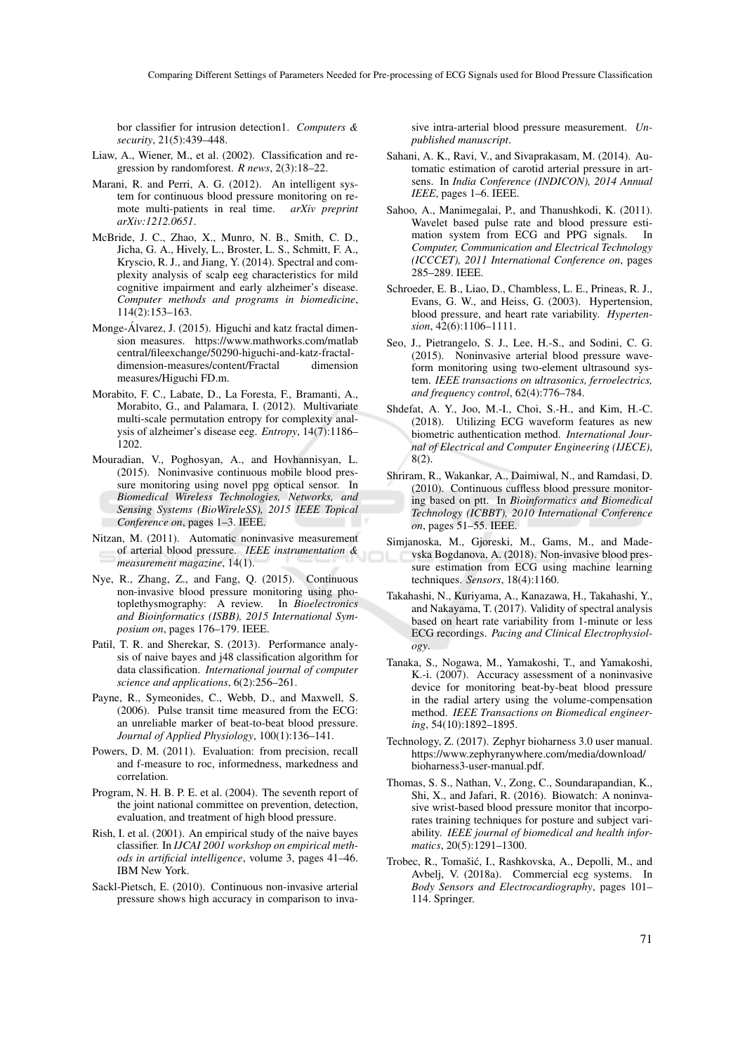bor classifier for intrusion detection1. *Computers & security*, 21(5):439–448.

Liaw, A., Wiener, M., et al. (2002). Classification and regression by randomforest. *R news*, 2(3):18–22.

Marani, R. and Perri, A. G. (2012). An intelligent system for continuous blood pressure monitoring on remote multi-patients in real time. *arXiv preprint arXiv:1212.0651*.

McBride, J. C., Zhao, X., Munro, N. B., Smith, C. D., Jicha, G. A., Hively, L., Broster, L. S., Schmitt, F. A., Kryscio, R. J., and Jiang, Y. (2014). Spectral and complexity analysis of scalp eeg characteristics for mild cognitive impairment and early alzheimer's disease. *Computer methods and programs in biomedicine*, 114(2):153–163.

Monge-Álvarez, J. (2015). Higuchi and katz fractal dimension measures. https://www.mathworks.com/matlabcentral/fileexchange/50290-higuchi-and-katz-fractal-dimension-measures/content/Fractal dimension measures/Higuchi FD.m.

Morabito, F. C., Labate, D., La Foresta, F., Bramanti, A., Morabito, G., and Palamara, I. (2012). Multivariate multi-scale permutation entropy for complexity analysis of alzheimer's disease eeg. *Entropy*, 14(7):1186–1202.

Mouradian, V., Poghosyan, A., and Hovhannisyan, L. (2015). Noninvasive continuous mobile blood pressure monitoring using novel ppg optical sensor. In *Biomedical Wireless Technologies, Networks, and Sensing Systems (BioWireleSS), 2015 IEEE Topical Conference on*, pages 1–3. IEEE.

Nitzan, M. (2011). Automatic noninvasive measurement of arterial blood pressure. *IEEE instrumentation & measurement magazine*, 14(1).

Nye, R., Zhang, Z., and Fang, Q. (2015). Continuous non-invasive blood pressure monitoring using photoplethysmography: A review. In *Bioelectronics and Bioinformatics (ISBB), 2015 International Symposium on*, pages 176–179. IEEE.

Patil, T. R. and Sherekar, S. (2013). Performance analysis of naive bayes and j48 classification algorithm for data classification. *International journal of computer science and applications*, 6(2):256–261.

Payne, R., Symeonides, C., Webb, D., and Maxwell, S. (2006). Pulse transit time measured from the ECG: an unreliable marker of beat-to-beat blood pressure. *Journal of Applied Physiology*, 100(1):136–141.

Powers, D. M. (2011). Evaluation: from precision, recall and f-measure to roc, informedness, markedness and correlation.

Program, N. H. B. P. E. et al. (2004). The seventh report of the joint national committee on prevention, detection, evaluation, and treatment of high blood pressure.

Rish, I. et al. (2001). An empirical study of the naive bayes classifier. In *IJCAI 2001 workshop on empirical methods in artificial intelligence*, volume 3, pages 41–46. IBM New York.

Sackl-Pietsch, E. (2010). Continuous non-invasive arterial pressure shows high accuracy in comparison to invasive intra-arterial blood pressure measurement. *Unpublished manuscript*.

Sahani, A. K., Ravi, V., and Sivaprakasam, M. (2014). Automatic estimation of carotid arterial pressure in artsens. In *India Conference (INDICON), 2014 Annual IEEE*, pages 1–6. IEEE.

Sahoo, A., Manimegalai, P., and Thanushkodi, K. (2011). Wavelet based pulse rate and blood pressure estimation system from ECG and PPG signals. In *Computer, Communication and Electrical Technology (ICCCET), 2011 International Conference on*, pages 285–289. IEEE.

Schroeder, E. B., Liao, D., Chambless, L. E., Prineas, R. J., Evans, G. W., and Heiss, G. (2003). Hypertension, blood pressure, and heart rate variability. *Hypertension*, 42(6):1106–1111.

Seo, J., Pietrangelo, S. J., Lee, H.-S., and Sodini, C. G. (2015). Noninvasive arterial blood pressure waveform monitoring using two-element ultrasound system. *IEEE transactions on ultrasonics, ferroelectrics, and frequency control*, 62(4):776–784.

Shdefat, A. Y., Joo, M.-I., Choi, S.-H., and Kim, H.-C. (2018). Utilizing ECG waveform features as new biometric authentication method. *International Journal of Electrical and Computer Engineering (IJECE)*, 8(2).

Shriram, R., Wakankar, A., Daimiwal, N., and Ramdasi, D. (2010). Continuous cuffless blood pressure monitoring based on ptt. In *Bioinformatics and Biomedical Technology (ICBBT), 2010 International Conference on*, pages 51–55. IEEE.

Simjanoska, M., Gjoreski, M., Gams, M., and Madevska Bogdanova, A. (2018). Non-invasive blood pressure estimation from ECG using machine learning techniques. *Sensors*, 18(4):1160.

Takahashi, N., Kuriyama, A., Kanazawa, H., Takahashi, Y., and Nakayama, T. (2017). Validity of spectral analysis based on heart rate variability from 1-minute or less ECG recordings. *Pacing and Clinical Electrophysiology*.

Tanaka, S., Nogawa, M., Yamakoshi, T., and Yamakoshi, K.-i. (2007). Accuracy assessment of a noninvasive device for monitoring beat-by-beat blood pressure in the radial artery using the volume-compensation method. *IEEE Transactions on Biomedical engineering*, 54(10):1892–1895.

Technology, Z. (2017). Zephyr bioharness 3.0 user manual. https://www.zephyranywhere.com/media/download/bioharness3-user-manual.pdf.

Thomas, S. S., Nathan, V., Zong, C., Soundarapandian, K., Shi, X., and Jafari, R. (2016). Biowatch: A noninvasive wrist-based blood pressure monitor that incorporates training techniques for posture and subject variability. *IEEE journal of biomedical and health informatics*, 20(5):1291–1300.

Trobec, R., Tomašić, I., Rashkovska, A., Depolli, M., and Avbelj, V. (2018a). Commercial ecg systems. In *Body Sensors and Electrocardiography*, pages 101–114. Springer.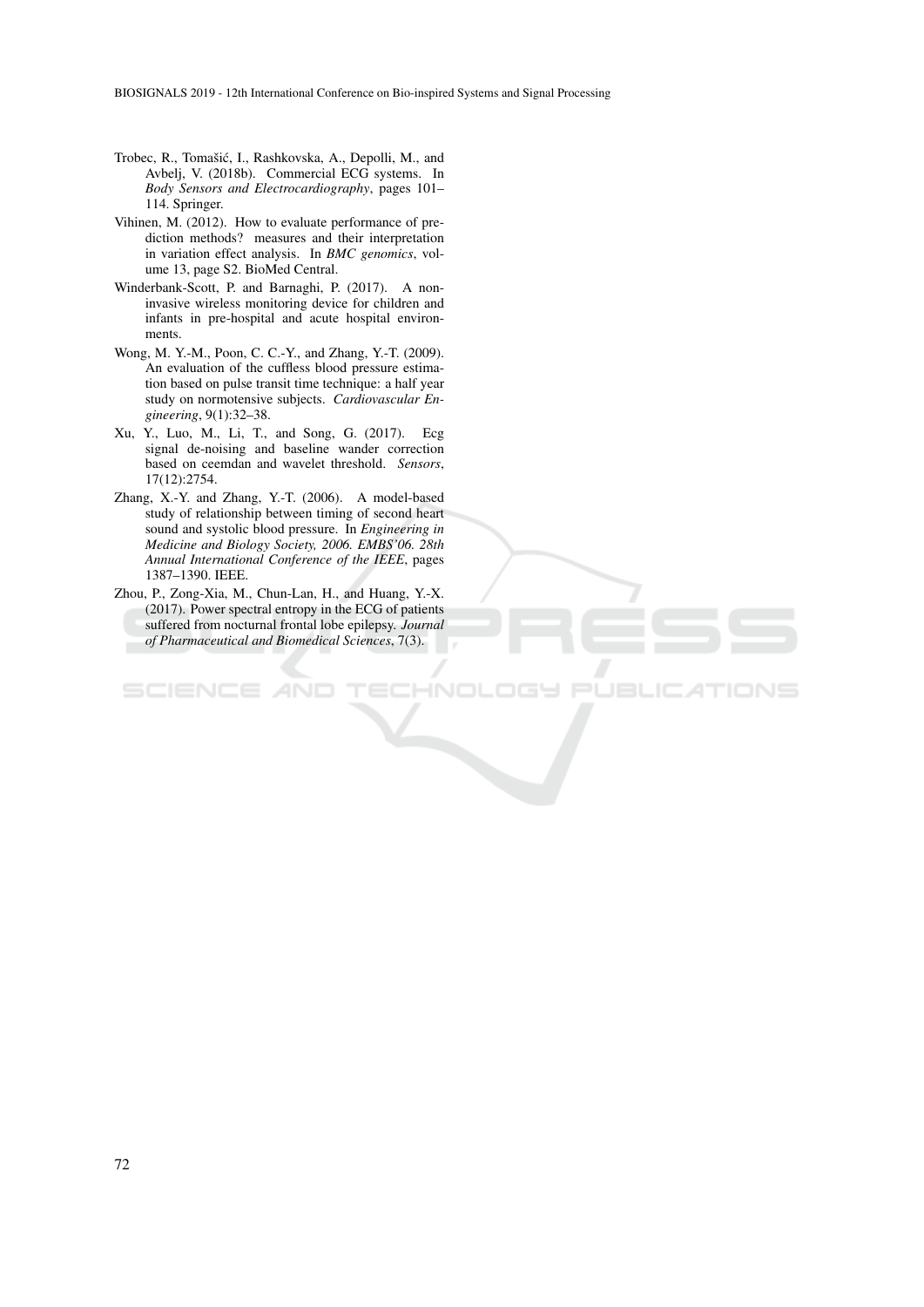Trobec, R., Tomašić, I., Rashkovska, A., Depolli, M., and Avbelj, V. (2018b). Commercial ECG systems. In *Body Sensors and Electrocardiography*, pages 101–114. Springer.

Vihinen, M. (2012). How to evaluate performance of prediction methods? measures and their interpretation in variation effect analysis. In *BMC genomics*, volume 13, page S2. BioMed Central.

Winderbank-Scott, P. and Barnaghi, P. (2017). A non-invasive wireless monitoring device for children and infants in pre-hospital and acute hospital environments.

Wong, M. Y.-M., Poon, C. C.-Y., and Zhang, Y.-T. (2009). An evaluation of the cuffless blood pressure estimation based on pulse transit time technique: a half year study on normotensive subjects. *Cardiovascular Engineering*, 9(1):32–38.

Xu, Y., Luo, M., Li, T., and Song, G. (2017). Ecg signal de-noising and baseline wander correction based on ceemdan and wavelet threshold. *Sensors*, 17(12):2754.

Zhang, X.-Y. and Zhang, Y.-T. (2006). A model-based study of relationship between timing of second heart sound and systolic blood pressure. In *Engineering in Medicine and Biology Society, 2006. EMBS'06. 28th Annual International Conference of the IEEE*, pages 1387–1390. IEEE.

Zhou, P., Zong-Xia, M., Chun-Lan, H., and Huang, Y.-X. (2017). Power spectral entropy in the ECG of patients suffered from nocturnal frontal lobe epilepsy. *Journal of Pharmaceutical and Biomedical Sciences*, 7(3).